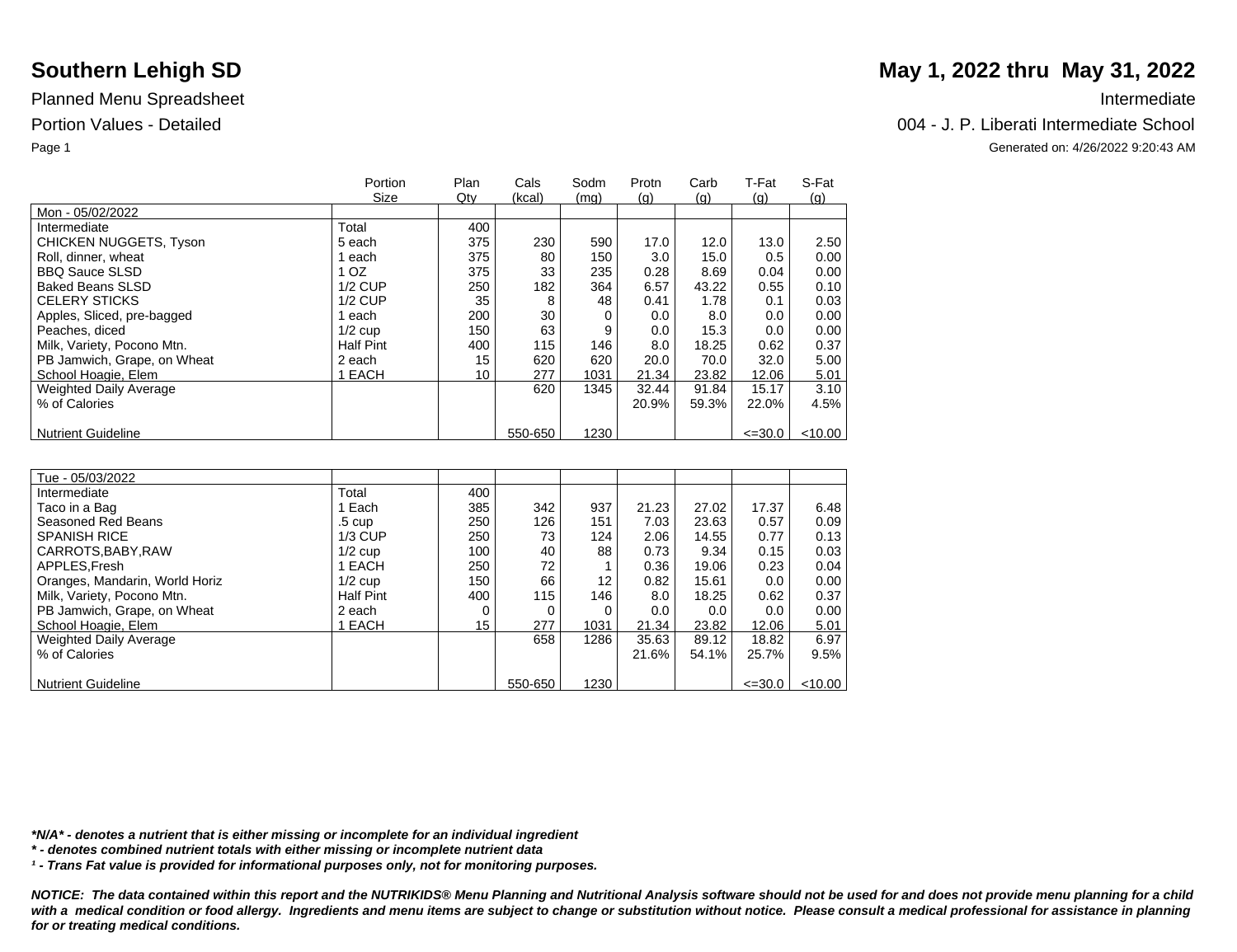# Southern Lehigh SD

# May 1, 2022 thru May 31, 2022

Planned Menu Spreadsheet

Intermediate

Portion Values - Detailed

004 - J. P. Liberati Intermediate School

Generated on: 4/26/2022 9:20:43 AM

| | Portion Size | Plan Qty | Cals (kcal) | Sodm (mg) | Protn (g) | Carb (g) | T-Fat (g) | S-Fat (g) |
|---|---|---|---|---|---|---|---|---|
| Mon - 05/02/2022 | | | | | | | | |
| Intermediate | Total | 400 | | | | | | |
| CHICKEN NUGGETS, Tyson | 5 each | 375 | 230 | 590 | 17.0 | 12.0 | 13.0 | 2.50 |
| Roll, dinner, wheat | 1 each | 375 | 80 | 150 | 3.0 | 15.0 | 0.5 | 0.00 |
| BBQ Sauce SLSD | 1 OZ | 375 | 33 | 235 | 0.28 | 8.69 | 0.04 | 0.00 |
| Baked Beans SLSD | 1/2 CUP | 250 | 182 | 364 | 6.57 | 43.22 | 0.55 | 0.10 |
| CELERY STICKS | 1/2 CUP | 35 | 8 | 48 | 0.41 | 1.78 | 0.1 | 0.03 |
| Apples, Sliced, pre-bagged | 1 each | 200 | 30 | 0 | 0.0 | 8.0 | 0.0 | 0.00 |
| Peaches, diced | 1/2 cup | 150 | 63 | 9 | 0.0 | 15.3 | 0.0 | 0.00 |
| Milk, Variety, Pocono Mtn. | Half Pint | 400 | 115 | 146 | 8.0 | 18.25 | 0.62 | 0.37 |
| PB Jamwich, Grape, on Wheat | 2 each | 15 | 620 | 620 | 20.0 | 70.0 | 32.0 | 5.00 |
| School Hoagie, Elem | 1 EACH | 10 | 277 | 1031 | 21.34 | 23.82 | 12.06 | 5.01 |
| Weighted Daily Average | | | 620 | 1345 | 32.44 | 91.84 | 15.17 | 3.10 |
| % of Calories | | | | | 20.9% | 59.3% | 22.0% | 4.5% |
| Nutrient Guideline | | | 550-650 | 1230 | | | <=30.0 | <10.00 |

| | Portion Size | Plan Qty | Cals (kcal) | Sodm (mg) | Protn (g) | Carb (g) | T-Fat (g) | S-Fat (g) |
|---|---|---|---|---|---|---|---|---|
| Tue - 05/03/2022 | | | | | | | | |
| Intermediate | Total | 400 | | | | | | |
| Taco in a Bag | 1 Each | 385 | 342 | 937 | 21.23 | 27.02 | 17.37 | 6.48 |
| Seasoned Red Beans | .5 cup | 250 | 126 | 151 | 7.03 | 23.63 | 0.57 | 0.09 |
| SPANISH RICE | 1/3 CUP | 250 | 73 | 124 | 2.06 | 14.55 | 0.77 | 0.13 |
| CARROTS,BABY,RAW | 1/2 cup | 100 | 40 | 88 | 0.73 | 9.34 | 0.15 | 0.03 |
| APPLES,Fresh | 1 EACH | 250 | 72 | 1 | 0.36 | 19.06 | 0.23 | 0.04 |
| Oranges, Mandarin, World Horiz | 1/2 cup | 150 | 66 | 12 | 0.82 | 15.61 | 0.0 | 0.00 |
| Milk, Variety, Pocono Mtn. | Half Pint | 400 | 115 | 146 | 8.0 | 18.25 | 0.62 | 0.37 |
| PB Jamwich, Grape, on Wheat | 2 each | 0 | 0 | 0 | 0.0 | 0.0 | 0.0 | 0.00 |
| School Hoagie, Elem | 1 EACH | 15 | 277 | 1031 | 21.34 | 23.82 | 12.06 | 5.01 |
| Weighted Daily Average | | | 658 | 1286 | 35.63 | 89.12 | 18.82 | 6.97 |
| % of Calories | | | | | 21.6% | 54.1% | 25.7% | 9.5% |
| Nutrient Guideline | | | 550-650 | 1230 | | | <=30.0 | <10.00 |

***N/A* - denotes a nutrient that is either missing or incomplete for an individual ingredient**

***** - denotes combined nutrient totals with either missing or incomplete nutrient data**

***¹ - Trans Fat value is provided for informational purposes only, not for monitoring purposes.***

***NOTICE: The data contained within this report and the NUTRIKIDS® Menu Planning and Nutritional Analysis software should not be used for and does not provide menu planning for a child with a medical condition or food allergy. Ingredients and menu items are subject to change or substitution without notice. Please consult a medical professional for assistance in planning for or treating medical conditions.***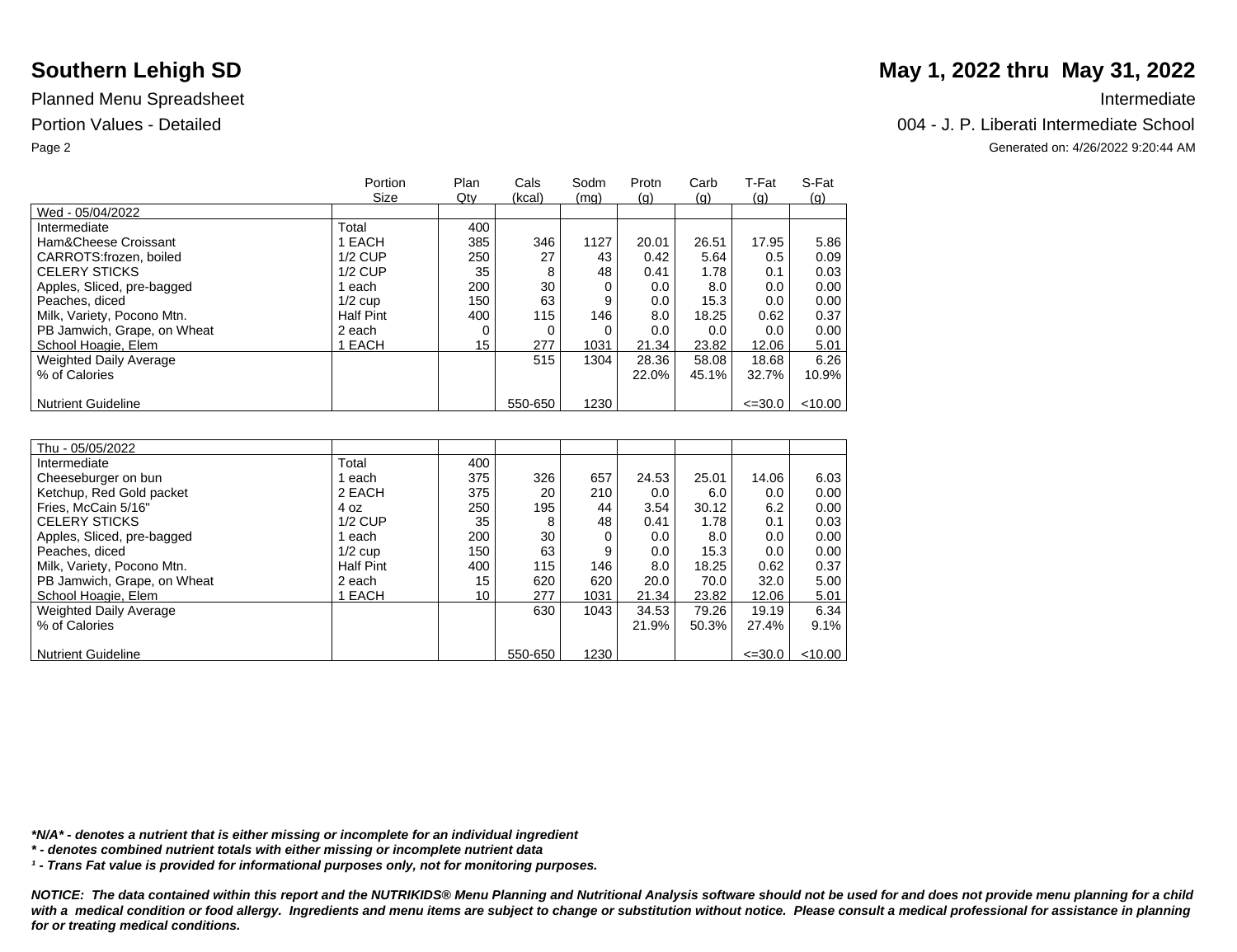# Southern Lehigh SD

# May 1, 2022 thru May 31, 2022

Planned Menu Spreadsheet

Intermediate

Portion Values - Detailed

004 - J. P. Liberati Intermediate School

Generated on: 4/26/2022 9:20:44 AM

| | Portion Size | Plan Qty | Cals (kcal) | Sodm (mg) | Protn (g) | Carb (g) | T-Fat (g) | S-Fat (g) |
|---|---|---|---|---|---|---|---|---|
| Wed - 05/04/2022 | | | | | | | | |
| Intermediate | Total | 400 | | | | | | |
| Ham&Cheese Croissant | 1 EACH | 385 | 346 | 1127 | 20.01 | 26.51 | 17.95 | 5.86 |
| CARROTS:frozen, boiled | 1/2 CUP | 250 | 27 | 43 | 0.42 | 5.64 | 0.5 | 0.09 |
| CELERY STICKS | 1/2 CUP | 35 | 8 | 48 | 0.41 | 1.78 | 0.1 | 0.03 |
| Apples, Sliced, pre-bagged | 1 each | 200 | 30 | 0 | 0.0 | 8.0 | 0.0 | 0.00 |
| Peaches, diced | 1/2 cup | 150 | 63 | 9 | 0.0 | 15.3 | 0.0 | 0.00 |
| Milk, Variety, Pocono Mtn. | Half Pint | 400 | 115 | 146 | 8.0 | 18.25 | 0.62 | 0.37 |
| PB Jamwich, Grape, on Wheat | 2 each | 0 | 0 | 0 | 0.0 | 0.0 | 0.0 | 0.00 |
| School Hoagie, Elem | 1 EACH | 15 | 277 | 1031 | 21.34 | 23.82 | 12.06 | 5.01 |
| Weighted Daily Average | | | 515 | 1304 | 28.36 | 58.08 | 18.68 | 6.26 |
| % of Calories | | | | | 22.0% | 45.1% | 32.7% | 10.9% |
| Nutrient Guideline | | | 550-650 | 1230 | | | <=30.0 | <10.00 |

| | Portion Size | Plan Qty | Cals (kcal) | Sodm (mg) | Protn (g) | Carb (g) | T-Fat (g) | S-Fat (g) |
|---|---|---|---|---|---|---|---|---|
| Thu - 05/05/2022 | | | | | | | | |
| Intermediate | Total | 400 | | | | | | |
| Cheeseburger on bun | 1 each | 375 | 326 | 657 | 24.53 | 25.01 | 14.06 | 6.03 |
| Ketchup, Red Gold packet | 2 EACH | 375 | 20 | 210 | 0.0 | 6.0 | 0.0 | 0.00 |
| Fries, McCain 5/16" | 4 oz | 250 | 195 | 44 | 3.54 | 30.12 | 6.2 | 0.00 |
| CELERY STICKS | 1/2 CUP | 35 | 8 | 48 | 0.41 | 1.78 | 0.1 | 0.03 |
| Apples, Sliced, pre-bagged | 1 each | 200 | 30 | 0 | 0.0 | 8.0 | 0.0 | 0.00 |
| Peaches, diced | 1/2 cup | 150 | 63 | 9 | 0.0 | 15.3 | 0.0 | 0.00 |
| Milk, Variety, Pocono Mtn. | Half Pint | 400 | 115 | 146 | 8.0 | 18.25 | 0.62 | 0.37 |
| PB Jamwich, Grape, on Wheat | 2 each | 15 | 620 | 620 | 20.0 | 70.0 | 32.0 | 5.00 |
| School Hoagie, Elem | 1 EACH | 10 | 277 | 1031 | 21.34 | 23.82 | 12.06 | 5.01 |
| Weighted Daily Average | | | 630 | 1043 | 34.53 | 79.26 | 19.19 | 6.34 |
| % of Calories | | | | | 21.9% | 50.3% | 27.4% | 9.1% |
| Nutrient Guideline | | | 550-650 | 1230 | | | <=30.0 | <10.00 |

***N/A* - denotes a nutrient that is either missing or incomplete for an individual ingredient**

***\* - denotes combined nutrient totals with either missing or incomplete nutrient data***

***¹ - Trans Fat value is provided for informational purposes only, not for monitoring purposes.***

***NOTICE: The data contained within this report and the NUTRIKIDS® Menu Planning and Nutritional Analysis software should not be used for and does not provide menu planning for a child with a medical condition or food allergy. Ingredients and menu items are subject to change or substitution without notice. Please consult a medical professional for assistance in planning for or treating medical conditions.***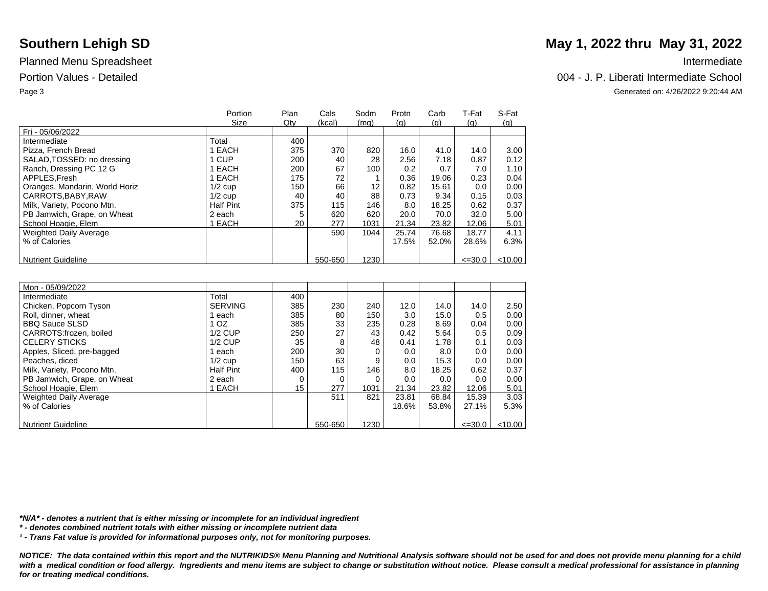# Southern Lehigh SD

**May 1, 2022 thru May 31, 2022**

Planned Menu Spreadsheet

Intermediate

Portion Values - Detailed

004 - J. P. Liberati Intermediate School

Generated on: 4/26/2022 9:20:44 AM

| Fri - 05/06/2022 | Portion Size | Plan Qty | Cals (kcal) | Sodm (mg) | Protn (g) | Carb (g) | T-Fat (g) | S-Fat (g) |
|---|---|---|---|---|---|---|---|---|
| Intermediate | Total | 400 | | | | | | |
| Pizza, French Bread | 1 EACH | 375 | 370 | 820 | 16.0 | 41.0 | 14.0 | 3.00 |
| SALAD,TOSSED: no dressing | 1 CUP | 200 | 40 | 28 | 2.56 | 7.18 | 0.87 | 0.12 |
| Ranch, Dressing PC 12 G | 1 EACH | 200 | 67 | 100 | 0.2 | 0.7 | 7.0 | 1.10 |
| APPLES,Fresh | 1 EACH | 175 | 72 | 1 | 0.36 | 19.06 | 0.23 | 0.04 |
| Oranges, Mandarin, World Horiz | 1/2 cup | 150 | 66 | 12 | 0.82 | 15.61 | 0.0 | 0.00 |
| CARROTS,BABY,RAW | 1/2 cup | 40 | 40 | 88 | 0.73 | 9.34 | 0.15 | 0.03 |
| Milk, Variety, Pocono Mtn. | Half Pint | 375 | 115 | 146 | 8.0 | 18.25 | 0.62 | 0.37 |
| PB Jamwich, Grape, on Wheat | 2 each | 5 | 620 | 620 | 20.0 | 70.0 | 32.0 | 5.00 |
| School Hoagie, Elem | 1 EACH | 20 | 277 | 1031 | 21.34 | 23.82 | 12.06 | 5.01 |
| Weighted Daily Average | | | 590 | 1044 | 25.74 | 76.68 | 18.77 | 4.11 |
| % of Calories | | | | | 17.5% | 52.0% | 28.6% | 6.3% |
| Nutrient Guideline | | | 550-650 | 1230 | | | <=30.0 | <10.00 |

| Mon - 05/09/2022 | Portion Size | Plan Qty | Cals (kcal) | Sodm (mg) | Protn (g) | Carb (g) | T-Fat (g) | S-Fat (g) |
|---|---|---|---|---|---|---|---|---|
| Intermediate | Total | 400 | | | | | | |
| Chicken, Popcorn Tyson | SERVING | 385 | 230 | 240 | 12.0 | 14.0 | 14.0 | 2.50 |
| Roll, dinner, wheat | 1 each | 385 | 80 | 150 | 3.0 | 15.0 | 0.5 | 0.00 |
| BBQ Sauce SLSD | 1 OZ | 385 | 33 | 235 | 0.28 | 8.69 | 0.04 | 0.00 |
| CARROTS:frozen, boiled | 1/2 CUP | 250 | 27 | 43 | 0.42 | 5.64 | 0.5 | 0.09 |
| CELERY STICKS | 1/2 CUP | 35 | 8 | 48 | 0.41 | 1.78 | 0.1 | 0.03 |
| Apples, Sliced, pre-bagged | 1 each | 200 | 30 | 0 | 0.0 | 8.0 | 0.0 | 0.00 |
| Peaches, diced | 1/2 cup | 150 | 63 | 9 | 0.0 | 15.3 | 0.0 | 0.00 |
| Milk, Variety, Pocono Mtn. | Half Pint | 400 | 115 | 146 | 8.0 | 18.25 | 0.62 | 0.37 |
| PB Jamwich, Grape, on Wheat | 2 each | 0 | 0 | 0 | 0.0 | 0.0 | 0.0 | 0.00 |
| School Hoagie, Elem | 1 EACH | 15 | 277 | 1031 | 21.34 | 23.82 | 12.06 | 5.01 |
| Weighted Daily Average | | | 511 | 821 | 23.81 | 68.84 | 15.39 | 3.03 |
| % of Calories | | | | | 18.6% | 53.8% | 27.1% | 5.3% |
| Nutrient Guideline | | | 550-650 | 1230 | | | <=30.0 | <10.00 |

***N/A* - denotes a nutrient that is either missing or incomplete for an individual ingredient***

***\* - denotes combined nutrient totals with either missing or incomplete nutrient data***

***¹ - Trans Fat value is provided for informational purposes only, not for monitoring purposes.***

***NOTICE: The data contained within this report and the NUTRIKIDS® Menu Planning and Nutritional Analysis software should not be used for and does not provide menu planning for a child with a medical condition or food allergy. Ingredients and menu items are subject to change or substitution without notice. Please consult a medical professional for assistance in planning for or treating medical conditions.***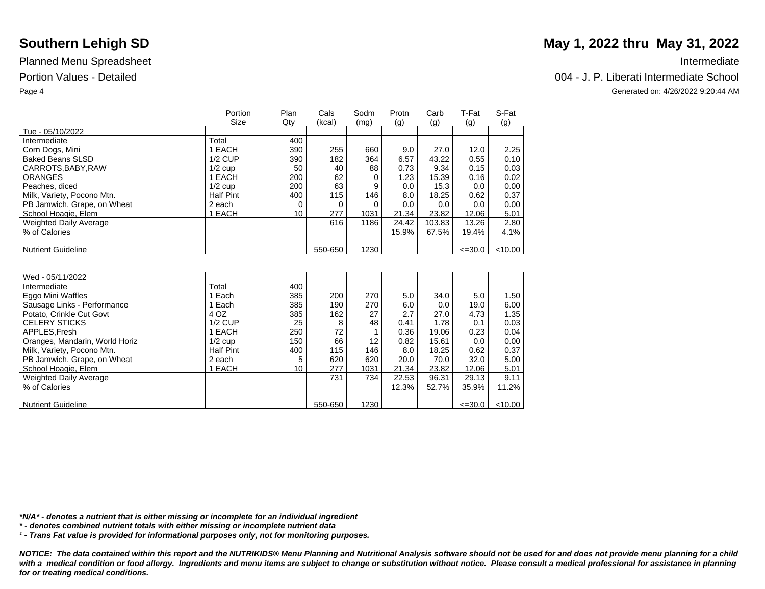# Southern Lehigh SD

Planned Menu Spreadsheet

Portion Values - Detailed

**May 1, 2022 thru May 31, 2022**

Intermediate

004 - J. P. Liberati Intermediate School

Generated on: 4/26/2022 9:20:44 AM

| | Portion Size | Plan Qty | Cals (kcal) | Sodm (mg) | Protn (g) | Carb (g) | T-Fat (g) | S-Fat (g) |
|---|---|---|---|---|---|---|---|---|
| Tue - 05/10/2022 | | | | | | | | |
| Intermediate | Total | 400 | | | | | | |
| Corn Dogs, Mini | 1 EACH | 390 | 255 | 660 | 9.0 | 27.0 | 12.0 | 2.25 |
| Baked Beans SLSD | 1/2 CUP | 390 | 182 | 364 | 6.57 | 43.22 | 0.55 | 0.10 |
| CARROTS,BABY,RAW | 1/2 cup | 50 | 40 | 88 | 0.73 | 9.34 | 0.15 | 0.03 |
| ORANGES | 1 EACH | 200 | 62 | 0 | 1.23 | 15.39 | 0.16 | 0.02 |
| Peaches, diced | 1/2 cup | 200 | 63 | 9 | 0.0 | 15.3 | 0.0 | 0.00 |
| Milk, Variety, Pocono Mtn. | Half Pint | 400 | 115 | 146 | 8.0 | 18.25 | 0.62 | 0.37 |
| PB Jamwich, Grape, on Wheat | 2 each | 0 | 0 | 0 | 0.0 | 0.0 | 0.0 | 0.00 |
| School Hoagie, Elem | 1 EACH | 10 | 277 | 1031 | 21.34 | 23.82 | 12.06 | 5.01 |
| Weighted Daily Average | | | 616 | 1186 | 24.42 | 103.83 | 13.26 | 2.80 |
| % of Calories | | | | | 15.9% | 67.5% | 19.4% | 4.1% |
| Nutrient Guideline | | | 550-650 | 1230 | | | <=30.0 | <10.00 |

| | Portion Size | Plan Qty | Cals (kcal) | Sodm (mg) | Protn (g) | Carb (g) | T-Fat (g) | S-Fat (g) |
|---|---|---|---|---|---|---|---|---|
| Wed - 05/11/2022 | | | | | | | | |
| Intermediate | Total | 400 | | | | | | |
| Eggo Mini Waffles | 1 Each | 385 | 200 | 270 | 5.0 | 34.0 | 5.0 | 1.50 |
| Sausage Links - Performance | 1 Each | 385 | 190 | 270 | 6.0 | 0.0 | 19.0 | 6.00 |
| Potato, Crinkle Cut Govt | 4 OZ | 385 | 162 | 27 | 2.7 | 27.0 | 4.73 | 1.35 |
| CELERY STICKS | 1/2 CUP | 25 | 8 | 48 | 0.41 | 1.78 | 0.1 | 0.03 |
| APPLES,Fresh | 1 EACH | 250 | 72 | 1 | 0.36 | 19.06 | 0.23 | 0.04 |
| Oranges, Mandarin, World Horiz | 1/2 cup | 150 | 66 | 12 | 0.82 | 15.61 | 0.0 | 0.00 |
| Milk, Variety, Pocono Mtn. | Half Pint | 400 | 115 | 146 | 8.0 | 18.25 | 0.62 | 0.37 |
| PB Jamwich, Grape, on Wheat | 2 each | 5 | 620 | 620 | 20.0 | 70.0 | 32.0 | 5.00 |
| School Hoagie, Elem | 1 EACH | 10 | 277 | 1031 | 21.34 | 23.82 | 12.06 | 5.01 |
| Weighted Daily Average | | | 731 | 734 | 22.53 | 96.31 | 29.13 | 9.11 |
| % of Calories | | | | | 12.3% | 52.7% | 35.9% | 11.2% |
| Nutrient Guideline | | | 550-650 | 1230 | | | <=30.0 | <10.00 |

***N/A* - denotes a nutrient that is either missing or incomplete for an individual ingredient**

*** - denotes combined nutrient totals with either missing or incomplete nutrient data**

***¹ - Trans Fat value is provided for informational purposes only, not for monitoring purposes.***

***NOTICE: The data contained within this report and the NUTRIKIDS® Menu Planning and Nutritional Analysis software should not be used for and does not provide menu planning for a child with a medical condition or food allergy. Ingredients and menu items are subject to change or substitution without notice. Please consult a medical professional for assistance in planning for or treating medical conditions.***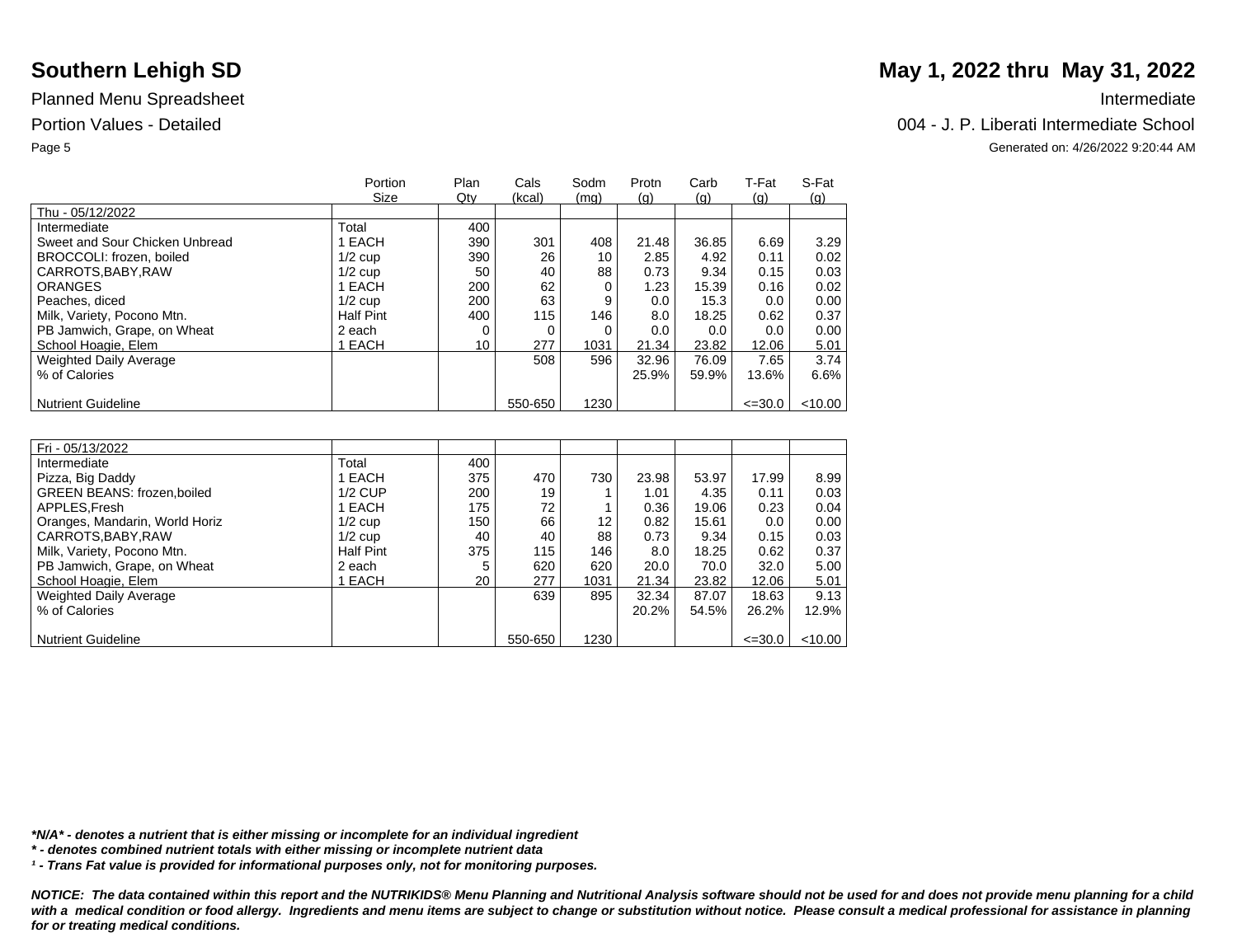## Southern Lehigh SD

**May 1, 2022 thru May 31, 2022**

Planned Menu Spreadsheet

Portion Values - Detailed

Intermediate

004 - J. P. Liberati Intermediate School

Generated on: 4/26/2022 9:20:44 AM

| | Portion Size | Plan Qty | Cals (kcal) | Sodm (mg) | Protn (g) | Carb (g) | T-Fat (g) | S-Fat (g) |
|---|---|---|---|---|---|---|---|---|
| Thu - 05/12/2022 | | | | | | | | |
| Intermediate | Total | 400 | | | | | | |
| Sweet and Sour Chicken Unbread | 1 EACH | 390 | 301 | 408 | 21.48 | 36.85 | 6.69 | 3.29 |
| BROCCOLI: frozen, boiled | 1/2 cup | 390 | 26 | 10 | 2.85 | 4.92 | 0.11 | 0.02 |
| CARROTS,BABY,RAW | 1/2 cup | 50 | 40 | 88 | 0.73 | 9.34 | 0.15 | 0.03 |
| ORANGES | 1 EACH | 200 | 62 | 0 | 1.23 | 15.39 | 0.16 | 0.02 |
| Peaches, diced | 1/2 cup | 200 | 63 | 9 | 0.0 | 15.3 | 0.0 | 0.00 |
| Milk, Variety, Pocono Mtn. | Half Pint | 400 | 115 | 146 | 8.0 | 18.25 | 0.62 | 0.37 |
| PB Jamwich, Grape, on Wheat | 2 each | 0 | 0 | 0 | 0.0 | 0.0 | 0.0 | 0.00 |
| School Hoagie, Elem | 1 EACH | 10 | 277 | 1031 | 21.34 | 23.82 | 12.06 | 5.01 |
| Weighted Daily Average | | | 508 | 596 | 32.96 | 76.09 | 7.65 | 3.74 |
| % of Calories | | | | | 25.9% | 59.9% | 13.6% | 6.6% |
| Nutrient Guideline | | | 550-650 | 1230 | | | <=30.0 | <10.00 |

| | Portion Size | Plan Qty | Cals (kcal) | Sodm (mg) | Protn (g) | Carb (g) | T-Fat (g) | S-Fat (g) |
|---|---|---|---|---|---|---|---|---|
| Fri - 05/13/2022 | | | | | | | | |
| Intermediate | Total | 400 | | | | | | |
| Pizza, Big Daddy | 1 EACH | 375 | 470 | 730 | 23.98 | 53.97 | 17.99 | 8.99 |
| GREEN BEANS: frozen,boiled | 1/2 CUP | 200 | 19 | 1 | 1.01 | 4.35 | 0.11 | 0.03 |
| APPLES,Fresh | 1 EACH | 175 | 72 | 1 | 0.36 | 19.06 | 0.23 | 0.04 |
| Oranges, Mandarin, World Horiz | 1/2 cup | 150 | 66 | 12 | 0.82 | 15.61 | 0.0 | 0.00 |
| CARROTS,BABY,RAW | 1/2 cup | 40 | 40 | 88 | 0.73 | 9.34 | 0.15 | 0.03 |
| Milk, Variety, Pocono Mtn. | Half Pint | 375 | 115 | 146 | 8.0 | 18.25 | 0.62 | 0.37 |
| PB Jamwich, Grape, on Wheat | 2 each | 5 | 620 | 620 | 20.0 | 70.0 | 32.0 | 5.00 |
| School Hoagie, Elem | 1 EACH | 20 | 277 | 1031 | 21.34 | 23.82 | 12.06 | 5.01 |
| Weighted Daily Average | | | 639 | 895 | 32.34 | 87.07 | 18.63 | 9.13 |
| % of Calories | | | | | 20.2% | 54.5% | 26.2% | 12.9% |
| Nutrient Guideline | | | 550-650 | 1230 | | | <=30.0 | <10.00 |

***N/A* - denotes a nutrient that is either missing or incomplete for an individual ingredient**

***\* - denotes combined nutrient totals with either missing or incomplete nutrient data***

***¹ - Trans Fat value is provided for informational purposes only, not for monitoring purposes.***

***NOTICE: The data contained within this report and the NUTRIKIDS® Menu Planning and Nutritional Analysis software should not be used for and does not provide menu planning for a child with a medical condition or food allergy. Ingredients and menu items are subject to change or substitution without notice. Please consult a medical professional for assistance in planning for or treating medical conditions.***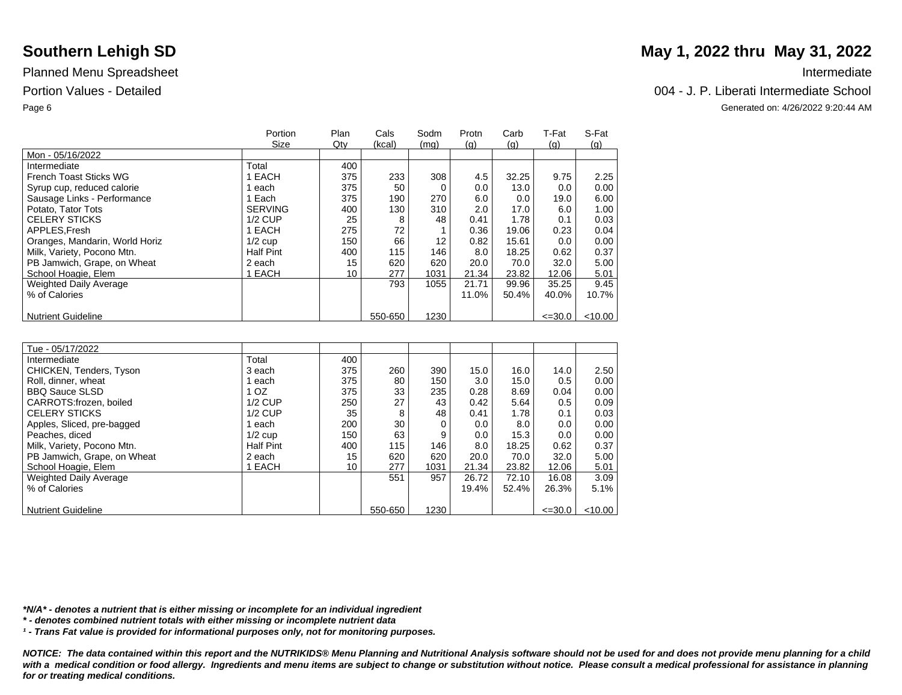# Southern Lehigh SD

**May 1, 2022 thru May 31, 2022**

Planned Menu Spreadsheet

Intermediate

Portion Values - Detailed

004 - J. P. Liberati Intermediate School

Generated on: 4/26/2022 9:20:44 AM

| | Portion Size | Plan Qty | Cals (kcal) | Sodm (mg) | Protn (g) | Carb (g) | T-Fat (g) | S-Fat (g) |
|---|---|---|---|---|---|---|---|---|
| Mon - 05/16/2022 | | | | | | | | |
| Intermediate | Total | 400 | | | | | | |
| French Toast Sticks WG | 1 EACH | 375 | 233 | 308 | 4.5 | 32.25 | 9.75 | 2.25 |
| Syrup cup, reduced calorie | 1 each | 375 | 50 | 0 | 0.0 | 13.0 | 0.0 | 0.00 |
| Sausage Links - Performance | 1 Each | 375 | 190 | 270 | 6.0 | 0.0 | 19.0 | 6.00 |
| Potato, Tator Tots | SERVING | 400 | 130 | 310 | 2.0 | 17.0 | 6.0 | 1.00 |
| CELERY STICKS | 1/2 CUP | 25 | 8 | 48 | 0.41 | 1.78 | 0.1 | 0.03 |
| APPLES,Fresh | 1 EACH | 275 | 72 | 1 | 0.36 | 19.06 | 0.23 | 0.04 |
| Oranges, Mandarin, World Horiz | 1/2 cup | 150 | 66 | 12 | 0.82 | 15.61 | 0.0 | 0.00 |
| Milk, Variety, Pocono Mtn. | Half Pint | 400 | 115 | 146 | 8.0 | 18.25 | 0.62 | 0.37 |
| PB Jamwich, Grape, on Wheat | 2 each | 15 | 620 | 620 | 20.0 | 70.0 | 32.0 | 5.00 |
| School Hoagie, Elem | 1 EACH | 10 | 277 | 1031 | 21.34 | 23.82 | 12.06 | 5.01 |
| Weighted Daily Average | | | 793 | 1055 | 21.71 | 99.96 | 35.25 | 9.45 |
| % of Calories | | | | | 11.0% | 50.4% | 40.0% | 10.7% |
| Nutrient Guideline | | | 550-650 | 1230 | | | <=30.0 | <10.00 |

| | Portion Size | Plan Qty | Cals (kcal) | Sodm (mg) | Protn (g) | Carb (g) | T-Fat (g) | S-Fat (g) |
|---|---|---|---|---|---|---|---|---|
| Tue - 05/17/2022 | | | | | | | | |
| Intermediate | Total | 400 | | | | | | |
| CHICKEN, Tenders, Tyson | 3 each | 375 | 260 | 390 | 15.0 | 16.0 | 14.0 | 2.50 |
| Roll, dinner, wheat | 1 each | 375 | 80 | 150 | 3.0 | 15.0 | 0.5 | 0.00 |
| BBQ Sauce SLSD | 1 OZ | 375 | 33 | 235 | 0.28 | 8.69 | 0.04 | 0.00 |
| CARROTS:frozen, boiled | 1/2 CUP | 250 | 27 | 43 | 0.42 | 5.64 | 0.5 | 0.09 |
| CELERY STICKS | 1/2 CUP | 35 | 8 | 48 | 0.41 | 1.78 | 0.1 | 0.03 |
| Apples, Sliced, pre-bagged | 1 each | 200 | 30 | 0 | 0.0 | 8.0 | 0.0 | 0.00 |
| Peaches, diced | 1/2 cup | 150 | 63 | 9 | 0.0 | 15.3 | 0.0 | 0.00 |
| Milk, Variety, Pocono Mtn. | Half Pint | 400 | 115 | 146 | 8.0 | 18.25 | 0.62 | 0.37 |
| PB Jamwich, Grape, on Wheat | 2 each | 15 | 620 | 620 | 20.0 | 70.0 | 32.0 | 5.00 |
| School Hoagie, Elem | 1 EACH | 10 | 277 | 1031 | 21.34 | 23.82 | 12.06 | 5.01 |
| Weighted Daily Average | | | 551 | 957 | 26.72 | 72.10 | 16.08 | 3.09 |
| % of Calories | | | | | 19.4% | 52.4% | 26.3% | 5.1% |
| Nutrient Guideline | | | 550-650 | 1230 | | | <=30.0 | <10.00 |

***N/A* - denotes a nutrient that is either missing or incomplete for an individual ingredient**

***\* - denotes combined nutrient totals with either missing or incomplete nutrient data***

***¹ - Trans Fat value is provided for informational purposes only, not for monitoring purposes.***

***NOTICE: The data contained within this report and the NUTRIKIDS® Menu Planning and Nutritional Analysis software should not be used for and does not provide menu planning for a child with a medical condition or food allergy. Ingredients and menu items are subject to change or substitution without notice. Please consult a medical professional for assistance in planning for or treating medical conditions.***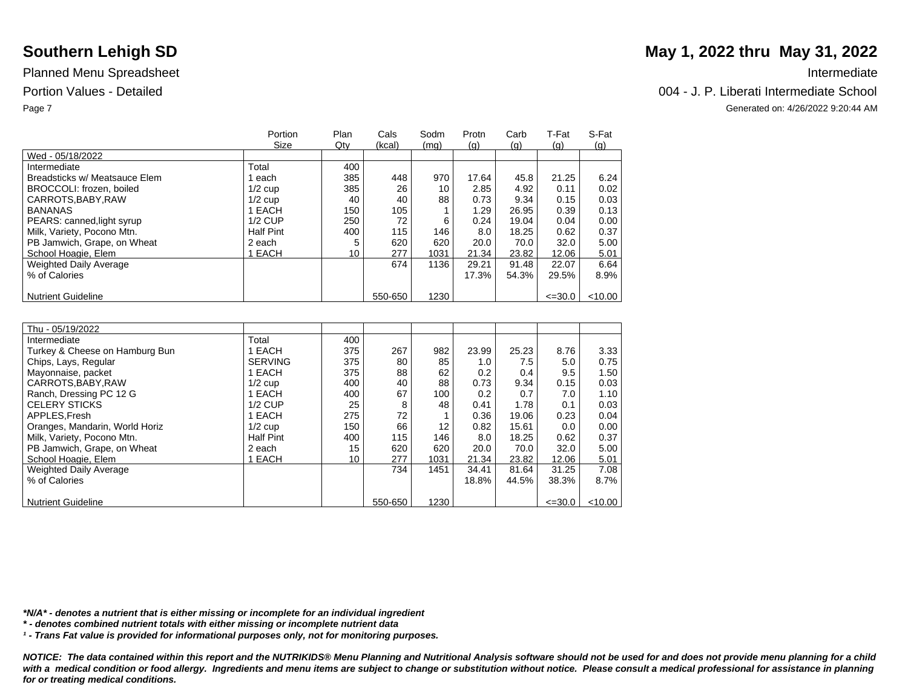# Southern Lehigh SD

Planned Menu Spreadsheet

Portion Values - Detailed

## May 1, 2022 thru May 31, 2022

Intermediate

004 - J. P. Liberati Intermediate School

Generated on: 4/26/2022 9:20:44 AM

| | Portion Size | Plan Qty | Cals (kcal) | Sodm (mg) | Protn (g) | Carb (g) | T-Fat (g) | S-Fat (g) |
|---|---|---|---|---|---|---|---|---|
| Wed - 05/18/2022 | | | | | | | | |
| Intermediate | Total | 400 | | | | | | |
| Breadsticks w/ Meatsauce Elem | 1 each | 385 | 448 | 970 | 17.64 | 45.8 | 21.25 | 6.24 |
| BROCCOLI: frozen, boiled | 1/2 cup | 385 | 26 | 10 | 2.85 | 4.92 | 0.11 | 0.02 |
| CARROTS,BABY,RAW | 1/2 cup | 40 | 40 | 88 | 0.73 | 9.34 | 0.15 | 0.03 |
| BANANAS | 1 EACH | 150 | 105 | 1 | 1.29 | 26.95 | 0.39 | 0.13 |
| PEARS: canned,light syrup | 1/2 CUP | 250 | 72 | 6 | 0.24 | 19.04 | 0.04 | 0.00 |
| Milk, Variety, Pocono Mtn. | Half Pint | 400 | 115 | 146 | 8.0 | 18.25 | 0.62 | 0.37 |
| PB Jamwich, Grape, on Wheat | 2 each | 5 | 620 | 620 | 20.0 | 70.0 | 32.0 | 5.00 |
| School Hoagie, Elem | 1 EACH | 10 | 277 | 1031 | 21.34 | 23.82 | 12.06 | 5.01 |
| Weighted Daily Average | | | 674 | 1136 | 29.21 | 91.48 | 22.07 | 6.64 |
| % of Calories | | | | | 17.3% | 54.3% | 29.5% | 8.9% |
| Nutrient Guideline | | | 550-650 | 1230 | | | <=30.0 | <10.00 |

| | Portion Size | Plan Qty | Cals (kcal) | Sodm (mg) | Protn (g) | Carb (g) | T-Fat (g) | S-Fat (g) |
|---|---|---|---|---|---|---|---|---|
| Thu - 05/19/2022 | | | | | | | | |
| Intermediate | Total | 400 | | | | | | |
| Turkey & Cheese on Hamburg Bun | 1 EACH | 375 | 267 | 982 | 23.99 | 25.23 | 8.76 | 3.33 |
| Chips, Lays, Regular | SERVING | 375 | 80 | 85 | 1.0 | 7.5 | 5.0 | 0.75 |
| Mayonnaise, packet | 1 EACH | 375 | 88 | 62 | 0.2 | 0.4 | 9.5 | 1.50 |
| CARROTS,BABY,RAW | 1/2 cup | 400 | 40 | 88 | 0.73 | 9.34 | 0.15 | 0.03 |
| Ranch, Dressing PC 12 G | 1 EACH | 400 | 67 | 100 | 0.2 | 0.7 | 7.0 | 1.10 |
| CELERY STICKS | 1/2 CUP | 25 | 8 | 48 | 0.41 | 1.78 | 0.1 | 0.03 |
| APPLES,Fresh | 1 EACH | 275 | 72 | 1 | 0.36 | 19.06 | 0.23 | 0.04 |
| Oranges, Mandarin, World Horiz | 1/2 cup | 150 | 66 | 12 | 0.82 | 15.61 | 0.0 | 0.00 |
| Milk, Variety, Pocono Mtn. | Half Pint | 400 | 115 | 146 | 8.0 | 18.25 | 0.62 | 0.37 |
| PB Jamwich, Grape, on Wheat | 2 each | 15 | 620 | 620 | 20.0 | 70.0 | 32.0 | 5.00 |
| School Hoagie, Elem | 1 EACH | 10 | 277 | 1031 | 21.34 | 23.82 | 12.06 | 5.01 |
| Weighted Daily Average | | | 734 | 1451 | 34.41 | 81.64 | 31.25 | 7.08 |
| % of Calories | | | | | 18.8% | 44.5% | 38.3% | 8.7% |
| Nutrient Guideline | | | 550-650 | 1230 | | | <=30.0 | <10.00 |

***N/A* - denotes a nutrient that is either missing or incomplete for an individual ingredient**

***\* - denotes combined nutrient totals with either missing or incomplete nutrient data***

***¹ - Trans Fat value is provided for informational purposes only, not for monitoring purposes.***

***NOTICE: The data contained within this report and the NUTRIKIDS® Menu Planning and Nutritional Analysis software should not be used for and does not provide menu planning for a child with a medical condition or food allergy. Ingredients and menu items are subject to change or substitution without notice. Please consult a medical professional for assistance in planning for or treating medical conditions.***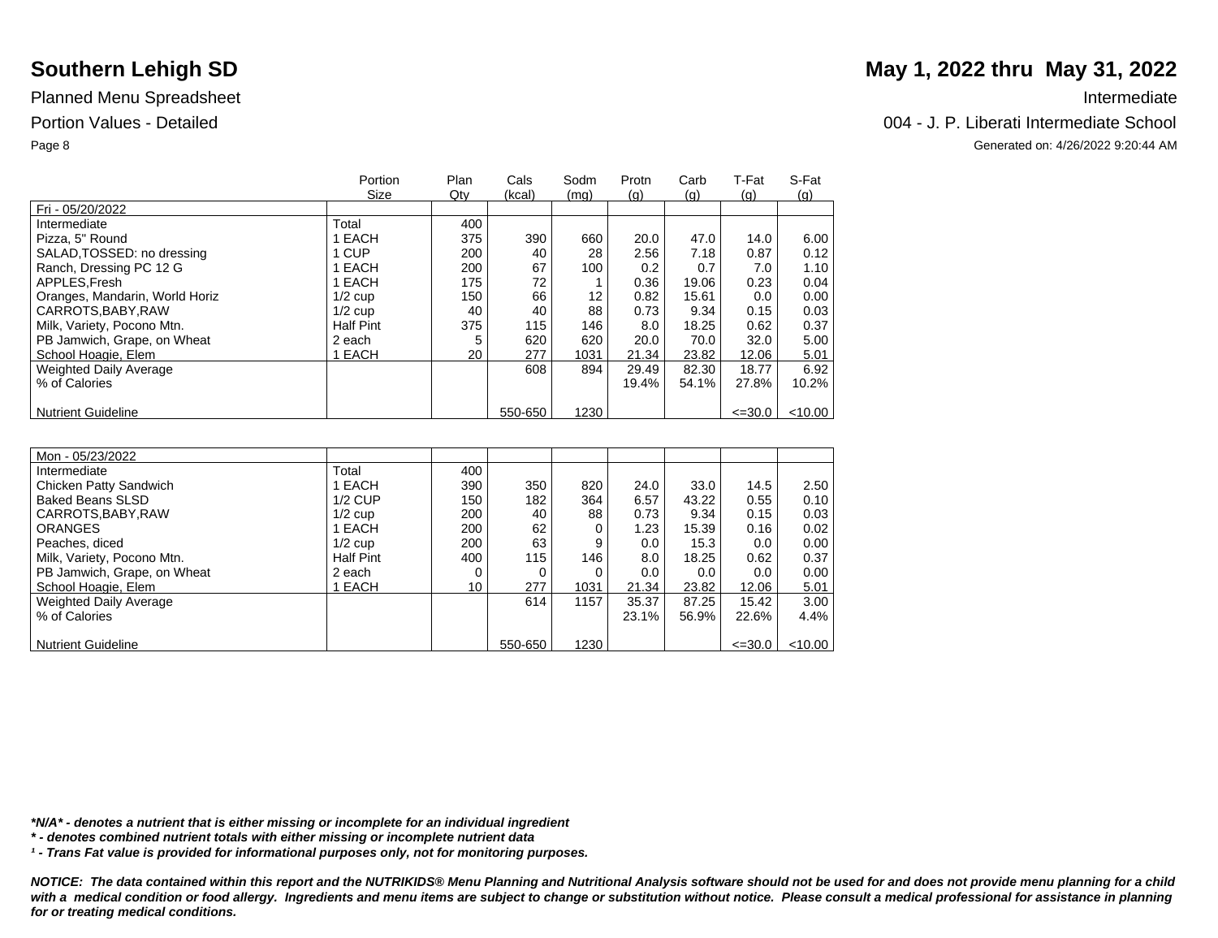# Southern Lehigh SD

**May 1, 2022 thru May 31, 2022**

Planned Menu Spreadsheet

Intermediate

Portion Values - Detailed

004 - J. P. Liberati Intermediate School

Generated on: 4/26/2022 9:20:44 AM

| | Portion Size | Plan Qty | Cals (kcal) | Sodm (mg) | Protn (g) | Carb (g) | T-Fat (g) | S-Fat (g) |
|---|---|---|---|---|---|---|---|---|
| Fri - 05/20/2022 | | | | | | | | |
| Intermediate | Total | 400 | | | | | | |
| Pizza, 5" Round | 1 EACH | 375 | 390 | 660 | 20.0 | 47.0 | 14.0 | 6.00 |
| SALAD,TOSSED: no dressing | 1 CUP | 200 | 40 | 28 | 2.56 | 7.18 | 0.87 | 0.12 |
| Ranch, Dressing PC 12 G | 1 EACH | 200 | 67 | 100 | 0.2 | 0.7 | 7.0 | 1.10 |
| APPLES,Fresh | 1 EACH | 175 | 72 | 1 | 0.36 | 19.06 | 0.23 | 0.04 |
| Oranges, Mandarin, World Horiz | 1/2 cup | 150 | 66 | 12 | 0.82 | 15.61 | 0.0 | 0.00 |
| CARROTS,BABY,RAW | 1/2 cup | 40 | 40 | 88 | 0.73 | 9.34 | 0.15 | 0.03 |
| Milk, Variety, Pocono Mtn. | Half Pint | 375 | 115 | 146 | 8.0 | 18.25 | 0.62 | 0.37 |
| PB Jamwich, Grape, on Wheat | 2 each | 5 | 620 | 620 | 20.0 | 70.0 | 32.0 | 5.00 |
| School Hoagie, Elem | 1 EACH | 20 | 277 | 1031 | 21.34 | 23.82 | 12.06 | 5.01 |
| Weighted Daily Average | | | 608 | 894 | 29.49 | 82.30 | 18.77 | 6.92 |
| % of Calories | | | | | 19.4% | 54.1% | 27.8% | 10.2% |
| Nutrient Guideline | | | 550-650 | 1230 | | | <=30.0 | <10.00 |

| | Portion Size | Plan Qty | Cals (kcal) | Sodm (mg) | Protn (g) | Carb (g) | T-Fat (g) | S-Fat (g) |
|---|---|---|---|---|---|---|---|---|
| Mon - 05/23/2022 | | | | | | | | |
| Intermediate | Total | 400 | | | | | | |
| Chicken Patty Sandwich | 1 EACH | 390 | 350 | 820 | 24.0 | 33.0 | 14.5 | 2.50 |
| Baked Beans SLSD | 1/2 CUP | 150 | 182 | 364 | 6.57 | 43.22 | 0.55 | 0.10 |
| CARROTS,BABY,RAW | 1/2 cup | 200 | 40 | 88 | 0.73 | 9.34 | 0.15 | 0.03 |
| ORANGES | 1 EACH | 200 | 62 | 0 | 1.23 | 15.39 | 0.16 | 0.02 |
| Peaches, diced | 1/2 cup | 200 | 63 | 9 | 0.0 | 15.3 | 0.0 | 0.00 |
| Milk, Variety, Pocono Mtn. | Half Pint | 400 | 115 | 146 | 8.0 | 18.25 | 0.62 | 0.37 |
| PB Jamwich, Grape, on Wheat | 2 each | 0 | 0 | 0 | 0.0 | 0.0 | 0.0 | 0.00 |
| School Hoagie, Elem | 1 EACH | 10 | 277 | 1031 | 21.34 | 23.82 | 12.06 | 5.01 |
| Weighted Daily Average | | | 614 | 1157 | 35.37 | 87.25 | 15.42 | 3.00 |
| % of Calories | | | | | 23.1% | 56.9% | 22.6% | 4.4% |
| Nutrient Guideline | | | 550-650 | 1230 | | | <=30.0 | <10.00 |

***N/A* - denotes a nutrient that is either missing or incomplete for an individual ingredient**

***\* - denotes combined nutrient totals with either missing or incomplete nutrient data***

***¹ - Trans Fat value is provided for informational purposes only, not for monitoring purposes.***

***NOTICE: The data contained within this report and the NUTRIKIDS® Menu Planning and Nutritional Analysis software should not be used for and does not provide menu planning for a child with a medical condition or food allergy. Ingredients and menu items are subject to change or substitution without notice. Please consult a medical professional for assistance in planning for or treating medical conditions.***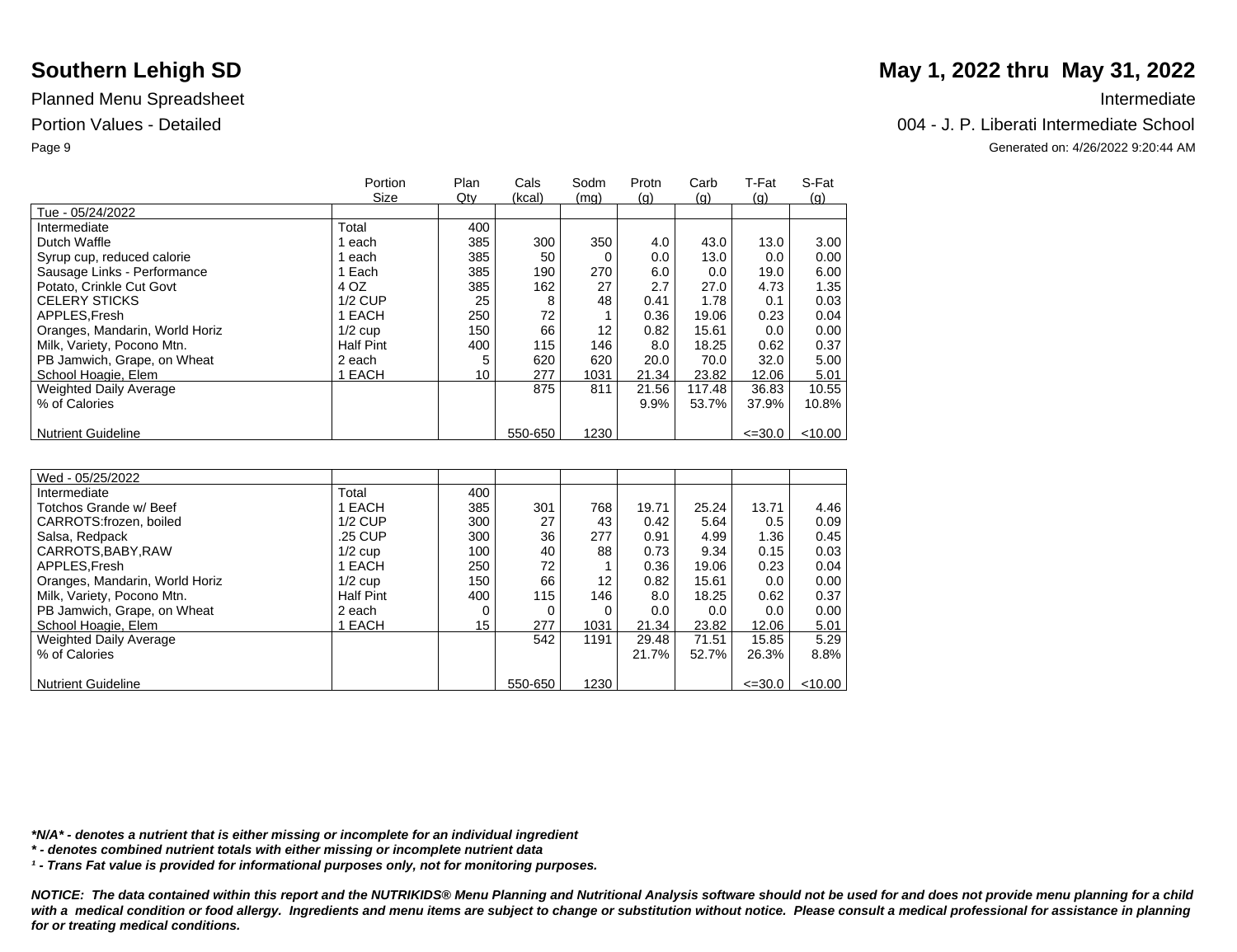# Southern Lehigh SD

# May 1, 2022 thru May 31, 2022

Planned Menu Spreadsheet

Intermediate

Portion Values - Detailed

004 - J. P. Liberati Intermediate School

Generated on: 4/26/2022 9:20:44 AM

| | Portion Size | Plan Qty | Cals (kcal) | Sodm (mg) | Protn (g) | Carb (g) | T-Fat (g) | S-Fat (g) |
|---|---|---|---|---|---|---|---|---|
| Tue - 05/24/2022 | | | | | | | | |
| Intermediate | Total | 400 | | | | | | |
| Dutch Waffle | 1 each | 385 | 300 | 350 | 4.0 | 43.0 | 13.0 | 3.00 |
| Syrup cup, reduced calorie | 1 each | 385 | 50 | 0 | 0.0 | 13.0 | 0.0 | 0.00 |
| Sausage Links - Performance | 1 Each | 385 | 190 | 270 | 6.0 | 0.0 | 19.0 | 6.00 |
| Potato, Crinkle Cut Govt | 4 OZ | 385 | 162 | 27 | 2.7 | 27.0 | 4.73 | 1.35 |
| CELERY STICKS | 1/2 CUP | 25 | 8 | 48 | 0.41 | 1.78 | 0.1 | 0.03 |
| APPLES,Fresh | 1 EACH | 250 | 72 | 1 | 0.36 | 19.06 | 0.23 | 0.04 |
| Oranges, Mandarin, World Horiz | 1/2 cup | 150 | 66 | 12 | 0.82 | 15.61 | 0.0 | 0.00 |
| Milk, Variety, Pocono Mtn. | Half Pint | 400 | 115 | 146 | 8.0 | 18.25 | 0.62 | 0.37 |
| PB Jamwich, Grape, on Wheat | 2 each | 5 | 620 | 620 | 20.0 | 70.0 | 32.0 | 5.00 |
| School Hoagie, Elem | 1 EACH | 10 | 277 | 1031 | 21.34 | 23.82 | 12.06 | 5.01 |
| Weighted Daily Average | | | 875 | 811 | 21.56 | 117.48 | 36.83 | 10.55 |
| % of Calories | | | | | 9.9% | 53.7% | 37.9% | 10.8% |
| Nutrient Guideline | | | 550-650 | 1230 | | | <=30.0 | <10.00 |

| | Portion Size | Plan Qty | Cals (kcal) | Sodm (mg) | Protn (g) | Carb (g) | T-Fat (g) | S-Fat (g) |
|---|---|---|---|---|---|---|---|---|
| Wed - 05/25/2022 | | | | | | | | |
| Intermediate | Total | 400 | | | | | | |
| Totchos Grande w/ Beef | 1 EACH | 385 | 301 | 768 | 19.71 | 25.24 | 13.71 | 4.46 |
| CARROTS:frozen, boiled | 1/2 CUP | 300 | 27 | 43 | 0.42 | 5.64 | 0.5 | 0.09 |
| Salsa, Redpack | .25 CUP | 300 | 36 | 277 | 0.91 | 4.99 | 1.36 | 0.45 |
| CARROTS,BABY,RAW | 1/2 cup | 100 | 40 | 88 | 0.73 | 9.34 | 0.15 | 0.03 |
| APPLES,Fresh | 1 EACH | 250 | 72 | 1 | 0.36 | 19.06 | 0.23 | 0.04 |
| Oranges, Mandarin, World Horiz | 1/2 cup | 150 | 66 | 12 | 0.82 | 15.61 | 0.0 | 0.00 |
| Milk, Variety, Pocono Mtn. | Half Pint | 400 | 115 | 146 | 8.0 | 18.25 | 0.62 | 0.37 |
| PB Jamwich, Grape, on Wheat | 2 each | 0 | 0 | 0 | 0.0 | 0.0 | 0.0 | 0.00 |
| School Hoagie, Elem | 1 EACH | 15 | 277 | 1031 | 21.34 | 23.82 | 12.06 | 5.01 |
| Weighted Daily Average | | | 542 | 1191 | 29.48 | 71.51 | 15.85 | 5.29 |
| % of Calories | | | | | 21.7% | 52.7% | 26.3% | 8.8% |
| Nutrient Guideline | | | 550-650 | 1230 | | | <=30.0 | <10.00 |

***N/A* - denotes a nutrient that is either missing or incomplete for an individual ingredient**

***\* - denotes combined nutrient totals with either missing or incomplete nutrient data***

***¹ - Trans Fat value is provided for informational purposes only, not for monitoring purposes.***

***NOTICE: The data contained within this report and the NUTRIKIDS® Menu Planning and Nutritional Analysis software should not be used for and does not provide menu planning for a child with a medical condition or food allergy. Ingredients and menu items are subject to change or substitution without notice. Please consult a medical professional for assistance in planning for or treating medical conditions.***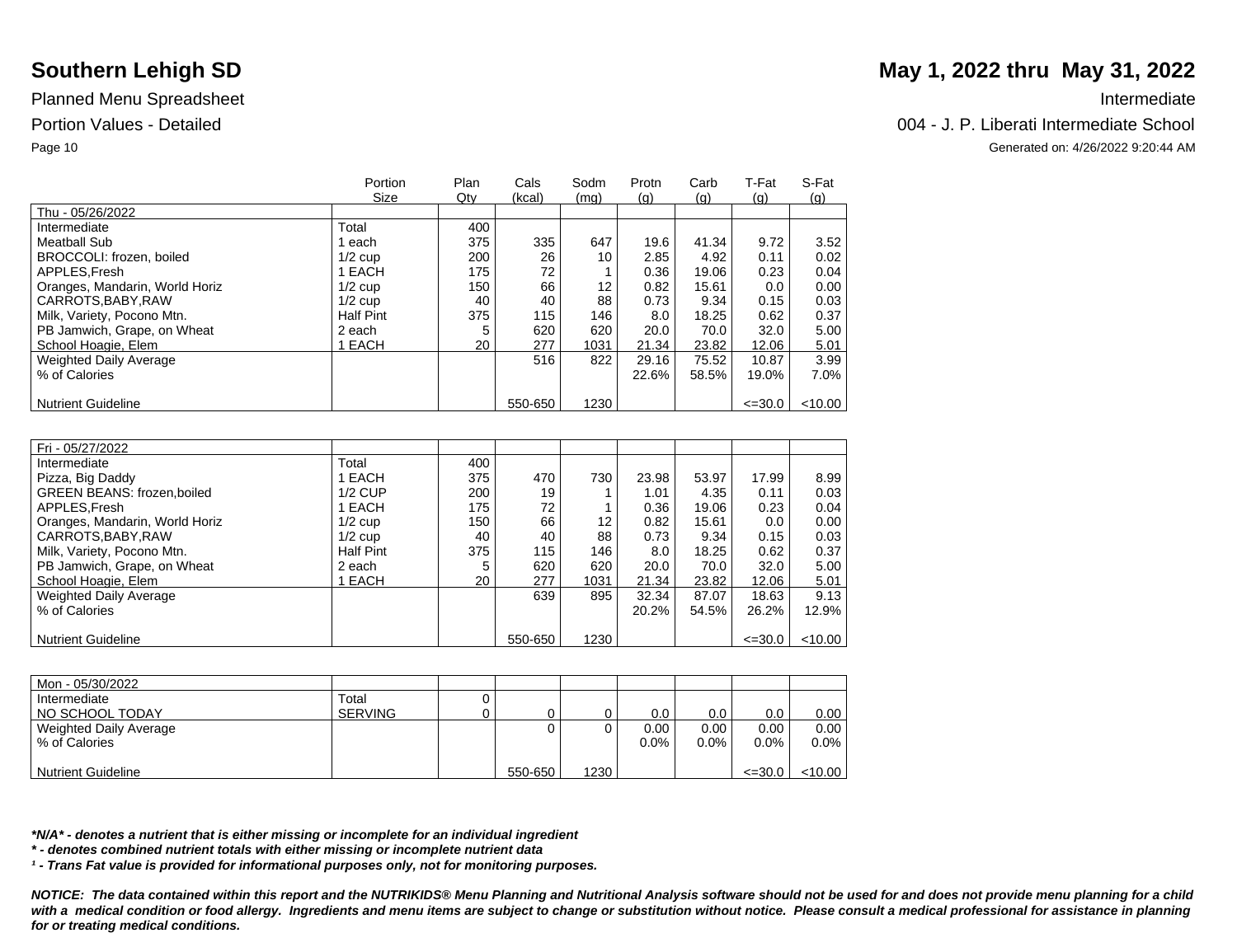# Southern Lehigh SD

**May 1, 2022 thru May 31, 2022**

Planned Menu Spreadsheet

Intermediate

Portion Values - Detailed

004 - J. P. Liberati Intermediate School

Generated on: 4/26/2022 9:20:44 AM

| | Portion Size | Plan Qty | Cals (kcal) | Sodm (mg) | Protn (g) | Carb (g) | T-Fat (g) | S-Fat (g) |
|---|---|---|---|---|---|---|---|---|
| Thu - 05/26/2022 | | | | | | | | |
| Intermediate | Total | 400 | | | | | | |
| Meatball Sub | 1 each | 375 | 335 | 647 | 19.6 | 41.34 | 9.72 | 3.52 |
| BROCCOLI: frozen, boiled | 1/2 cup | 200 | 26 | 10 | 2.85 | 4.92 | 0.11 | 0.02 |
| APPLES,Fresh | 1 EACH | 175 | 72 | 1 | 0.36 | 19.06 | 0.23 | 0.04 |
| Oranges, Mandarin, World Horiz | 1/2 cup | 150 | 66 | 12 | 0.82 | 15.61 | 0.0 | 0.00 |
| CARROTS,BABY,RAW | 1/2 cup | 40 | 40 | 88 | 0.73 | 9.34 | 0.15 | 0.03 |
| Milk, Variety, Pocono Mtn. | Half Pint | 375 | 115 | 146 | 8.0 | 18.25 | 0.62 | 0.37 |
| PB Jamwich, Grape, on Wheat | 2 each | 5 | 620 | 620 | 20.0 | 70.0 | 32.0 | 5.00 |
| School Hoagie, Elem | 1 EACH | 20 | 277 | 1031 | 21.34 | 23.82 | 12.06 | 5.01 |
| Weighted Daily Average | | | 516 | 822 | 29.16 | 75.52 | 10.87 | 3.99 |
| % of Calories | | | | | 22.6% | 58.5% | 19.0% | 7.0% |
| Nutrient Guideline | | | 550-650 | 1230 | | | <=30.0 | <10.00 |

| | Portion Size | Plan Qty | Cals (kcal) | Sodm (mg) | Protn (g) | Carb (g) | T-Fat (g) | S-Fat (g) |
|---|---|---|---|---|---|---|---|---|
| Fri - 05/27/2022 | | | | | | | | |
| Intermediate | Total | 400 | | | | | | |
| Pizza, Big Daddy | 1 EACH | 375 | 470 | 730 | 23.98 | 53.97 | 17.99 | 8.99 |
| GREEN BEANS: frozen,boiled | 1/2 CUP | 200 | 19 | 1 | 1.01 | 4.35 | 0.11 | 0.03 |
| APPLES,Fresh | 1 EACH | 175 | 72 | 1 | 0.36 | 19.06 | 0.23 | 0.04 |
| Oranges, Mandarin, World Horiz | 1/2 cup | 150 | 66 | 12 | 0.82 | 15.61 | 0.0 | 0.00 |
| CARROTS,BABY,RAW | 1/2 cup | 40 | 40 | 88 | 0.73 | 9.34 | 0.15 | 0.03 |
| Milk, Variety, Pocono Mtn. | Half Pint | 375 | 115 | 146 | 8.0 | 18.25 | 0.62 | 0.37 |
| PB Jamwich, Grape, on Wheat | 2 each | 5 | 620 | 620 | 20.0 | 70.0 | 32.0 | 5.00 |
| School Hoagie, Elem | 1 EACH | 20 | 277 | 1031 | 21.34 | 23.82 | 12.06 | 5.01 |
| Weighted Daily Average | | | 639 | 895 | 32.34 | 87.07 | 18.63 | 9.13 |
| % of Calories | | | | | 20.2% | 54.5% | 26.2% | 12.9% |
| Nutrient Guideline | | | 550-650 | 1230 | | | <=30.0 | <10.00 |

| | Portion Size | Plan Qty | Cals (kcal) | Sodm (mg) | Protn (g) | Carb (g) | T-Fat (g) | S-Fat (g) |
|---|---|---|---|---|---|---|---|---|
| Mon - 05/30/2022 | | | | | | | | |
| Intermediate | Total | 0 | | | | | | |
| NO SCHOOL TODAY | SERVING | 0 | 0 | 0 | 0.0 | 0.0 | 0.0 | 0.00 |
| Weighted Daily Average | | | 0 | 0 | 0.00 | 0.00 | 0.00 | 0.00 |
| % of Calories | | | | | 0.0% | 0.0% | 0.0% | 0.0% |
| Nutrient Guideline | | | 550-650 | 1230 | | | <=30.0 | <10.00 |

***N/A* - denotes a nutrient that is either missing or incomplete for an individual ingredient**

*** - denotes combined nutrient totals with either missing or incomplete nutrient data**

***¹ - Trans Fat value is provided for informational purposes only, not for monitoring purposes.***

***NOTICE: The data contained within this report and the NUTRIKIDS® Menu Planning and Nutritional Analysis software should not be used for and does not provide menu planning for a child with a medical condition or food allergy. Ingredients and menu items are subject to change or substitution without notice. Please consult a medical professional for assistance in planning for or treating medical conditions.***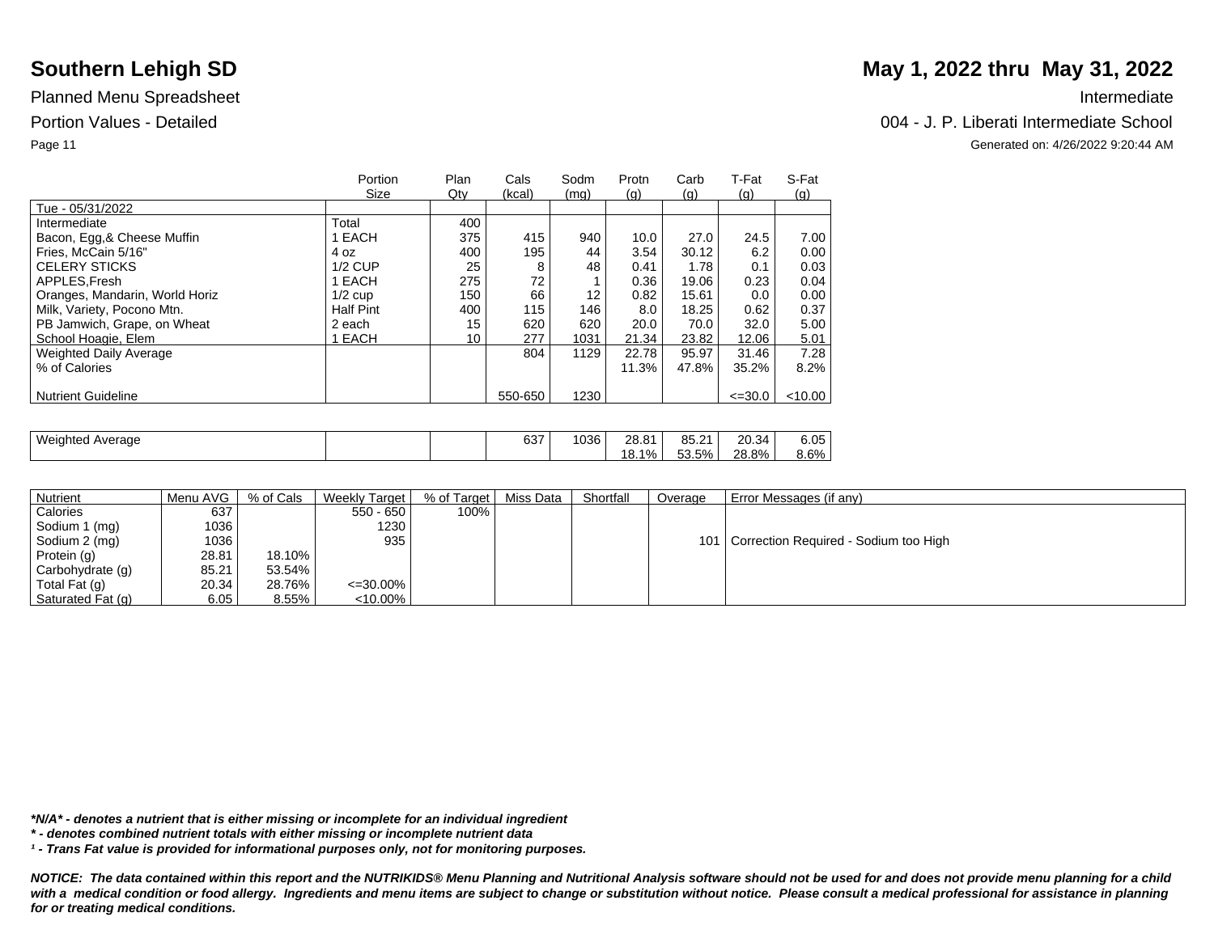## Southern Lehigh SD

**May 1, 2022 thru May 31, 2022**

Planned Menu Spreadsheet

Intermediate

Portion Values - Detailed

004 - J. P. Liberati Intermediate School

Generated on: 4/26/2022 9:20:44 AM

| | Portion Size | Plan Qty | Cals (kcal) | Sodm (mg) | Protn (g) | Carb (g) | T-Fat (g) | S-Fat (g) |
|---|---|---|---|---|---|---|---|---|
| Tue - 05/31/2022 | | | | | | | | |
| Intermediate | Total | 400 | | | | | | |
| Bacon, Egg,& Cheese Muffin | 1 EACH | 375 | 415 | 940 | 10.0 | 27.0 | 24.5 | 7.00 |
| Fries, McCain 5/16" | 4 oz | 400 | 195 | 44 | 3.54 | 30.12 | 6.2 | 0.00 |
| CELERY STICKS | 1/2 CUP | 25 | 8 | 48 | 0.41 | 1.78 | 0.1 | 0.03 |
| APPLES,Fresh | 1 EACH | 275 | 72 | 1 | 0.36 | 19.06 | 0.23 | 0.04 |
| Oranges, Mandarin, World Horiz | 1/2 cup | 150 | 66 | 12 | 0.82 | 15.61 | 0.0 | 0.00 |
| Milk, Variety, Pocono Mtn. | Half Pint | 400 | 115 | 146 | 8.0 | 18.25 | 0.62 | 0.37 |
| PB Jamwich, Grape, on Wheat | 2 each | 15 | 620 | 620 | 20.0 | 70.0 | 32.0 | 5.00 |
| School Hoagie, Elem | 1 EACH | 10 | 277 | 1031 | 21.34 | 23.82 | 12.06 | 5.01 |
| Weighted Daily Average | | | 804 | 1129 | 22.78 | 95.97 | 31.46 | 7.28 |
| % of Calories | | | | | 11.3% | 47.8% | 35.2% | 8.2% |
| Nutrient Guideline | | | 550-650 | 1230 | | | <=30.0 | <10.00 |

| | | | | | | | | |
|---|---|---|---|---|---|---|---|---|
| Weighted Average | | | 637 | 1036 | 28.81 | 85.21 | 20.34 | 6.05 |
| | | | | | 18.1% | 53.5% | 28.8% | 8.6% |

| Nutrient | Menu AVG | % of Cals | Weekly Target | % of Target | Miss Data | Shortfall | Overage | Error Messages (if any) |
|---|---|---|---|---|---|---|---|---|
| Calories | 637 | | 550 - 650 | 100% | | | | |
| Sodium 1 (mg) | 1036 | | 1230 | | | | | |
| Sodium 2 (mg) | 1036 | | 935 | | | | 101 | Correction Required - Sodium too High |
| Protein (g) | 28.81 | 18.10% | | | | | | |
| Carbohydrate (g) | 85.21 | 53.54% | | | | | | |
| Total Fat (g) | 20.34 | 28.76% | <=30.00% | | | | | |
| Saturated Fat (g) | 6.05 | 8.55% | <10.00% | | | | | |

***N/A* - denotes a nutrient that is either missing or incomplete for an individual ingredient**

***\* - denotes combined nutrient totals with either missing or incomplete nutrient data***

***¹ - Trans Fat value is provided for informational purposes only, not for monitoring purposes.***

***NOTICE: The data contained within this report and the NUTRIKIDS® Menu Planning and Nutritional Analysis software should not be used for and does not provide menu planning for a child with a medical condition or food allergy. Ingredients and menu items are subject to change or substitution without notice. Please consult a medical professional for assistance in planning for or treating medical conditions.***